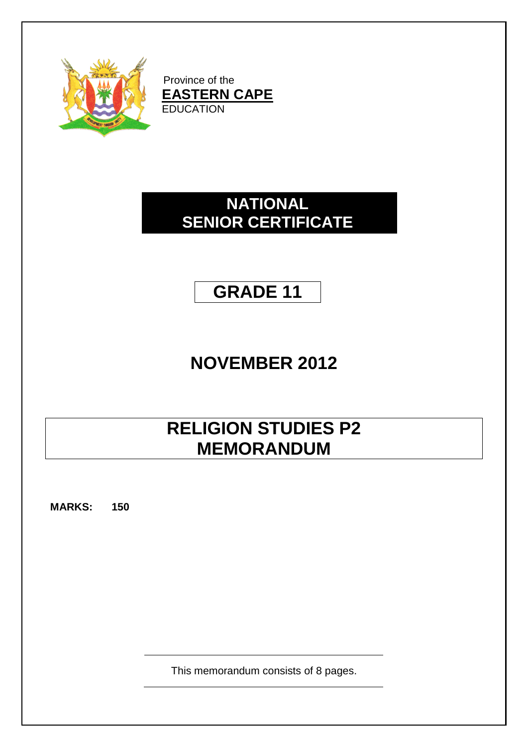Province of the
**EASTERN CAPE**
EDUCATION

# NATIONAL SENIOR CERTIFICATE

## GRADE 11

## NOVEMBER 2012

# RELIGION STUDIES P2 MEMORANDUM

**MARKS: 150**

This memorandum consists of 8 pages.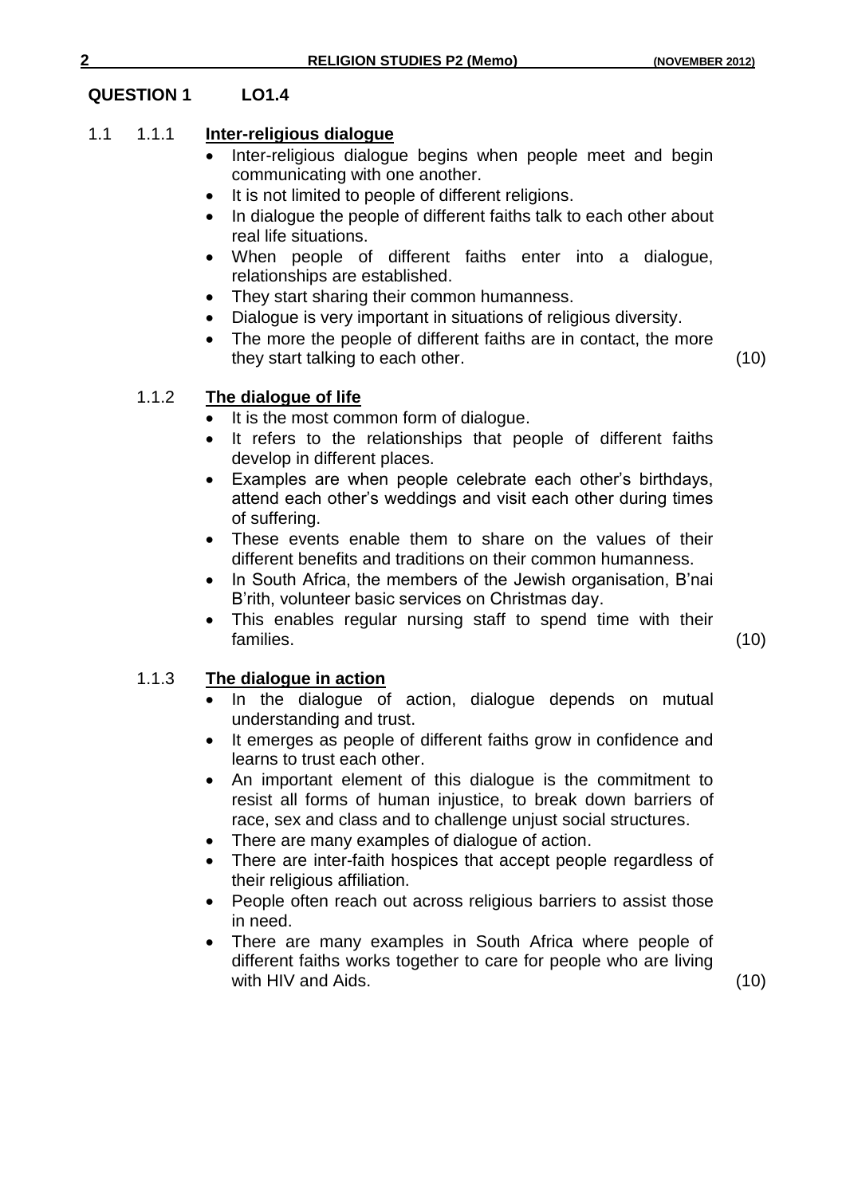## QUESTION 1 LO1.4

1.1 1.1.1 **Inter-religious dialogue**

- Inter-religious dialogue begins when people meet and begin communicating with one another.
- It is not limited to people of different religions.
- In dialogue the people of different faiths talk to each other about real life situations.
- When people of different faiths enter into a dialogue, relationships are established.
- They start sharing their common humanness.
- Dialogue is very important in situations of religious diversity.
- The more the people of different faiths are in contact, the more they start talking to each other. (10)

1.1.2 **The dialogue of life**

- It is the most common form of dialogue.
- It refers to the relationships that people of different faiths develop in different places.
- Examples are when people celebrate each other's birthdays, attend each other's weddings and visit each other during times of suffering.
- These events enable them to share on the values of their different benefits and traditions on their common humanness.
- In South Africa, the members of the Jewish organisation, B'nai B'rith, volunteer basic services on Christmas day.
- This enables regular nursing staff to spend time with their families. (10)

1.1.3 **The dialogue in action**

- In the dialogue of action, dialogue depends on mutual understanding and trust.
- It emerges as people of different faiths grow in confidence and learns to trust each other.
- An important element of this dialogue is the commitment to resist all forms of human injustice, to break down barriers of race, sex and class and to challenge unjust social structures.
- There are many examples of dialogue of action.
- There are inter-faith hospices that accept people regardless of their religious affiliation.
- People often reach out across religious barriers to assist those in need.
- There are many examples in South Africa where people of different faiths works together to care for people who are living with HIV and Aids. (10)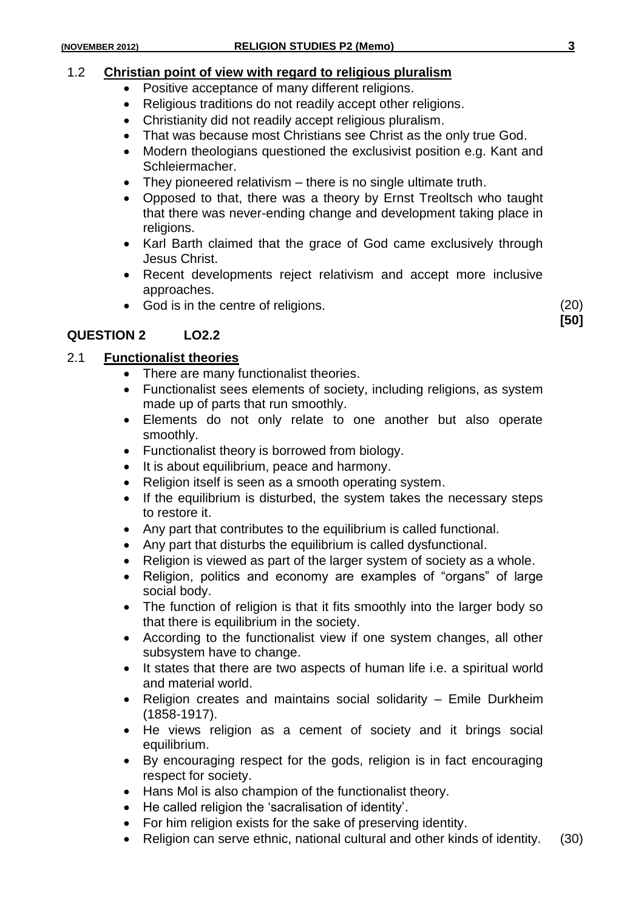### 1.2 **Christian point of view with regard to religious pluralism**

- Positive acceptance of many different religions.
- Religious traditions do not readily accept other religions.
- Christianity did not readily accept religious pluralism.
- That was because most Christians see Christ as the only true God.
- Modern theologians questioned the exclusivist position e.g. Kant and Schleiermacher.
- They pioneered relativism – there is no single ultimate truth.
- Opposed to that, there was a theory by Ernst Treoltsch who taught that there was never-ending change and development taking place in religions.
- Karl Barth claimed that the grace of God came exclusively through Jesus Christ.
- Recent developments reject relativism and accept more inclusive approaches.
- God is in the centre of religions. (20)

**[50]**

## QUESTION 2 LO2.2

### 2.1 **Functionalist theories**

- There are many functionalist theories.
- Functionalist sees elements of society, including religions, as system made up of parts that run smoothly.
- Elements do not only relate to one another but also operate smoothly.
- Functionalist theory is borrowed from biology.
- It is about equilibrium, peace and harmony.
- Religion itself is seen as a smooth operating system.
- If the equilibrium is disturbed, the system takes the necessary steps to restore it.
- Any part that contributes to the equilibrium is called functional.
- Any part that disturbs the equilibrium is called dysfunctional.
- Religion is viewed as part of the larger system of society as a whole.
- Religion, politics and economy are examples of "organs" of large social body.
- The function of religion is that it fits smoothly into the larger body so that there is equilibrium in the society.
- According to the functionalist view if one system changes, all other subsystem have to change.
- It states that there are two aspects of human life i.e. a spiritual world and material world.
- Religion creates and maintains social solidarity – Emile Durkheim (1858-1917).
- He views religion as a cement of society and it brings social equilibrium.
- By encouraging respect for the gods, religion is in fact encouraging respect for society.
- Hans Mol is also champion of the functionalist theory.
- He called religion the 'sacralisation of identity'.
- For him religion exists for the sake of preserving identity.
- Religion can serve ethnic, national cultural and other kinds of identity. (30)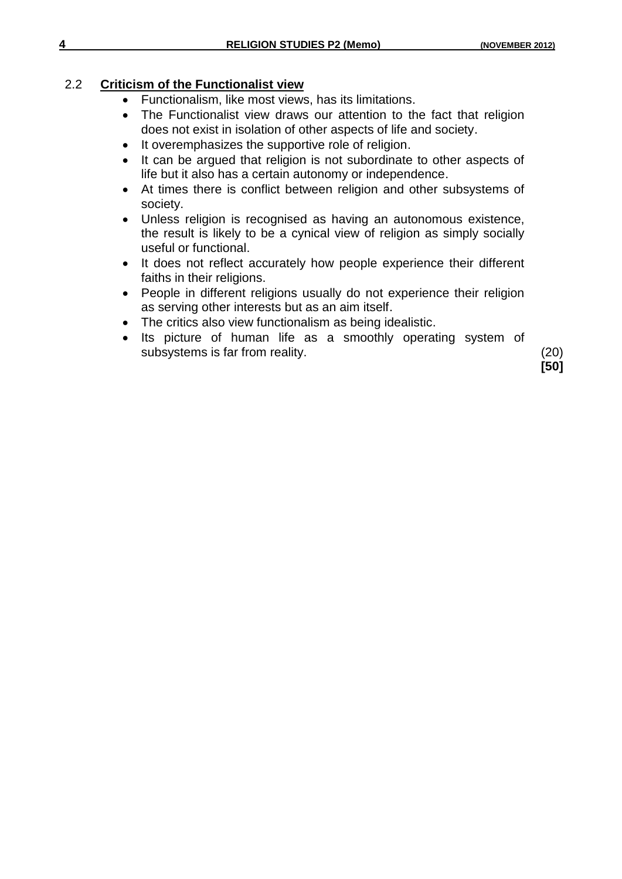## 2.2 Criticism of the Functionalist view

- Functionalism, like most views, has its limitations.
- The Functionalist view draws our attention to the fact that religion does not exist in isolation of other aspects of life and society.
- It overemphasizes the supportive role of religion.
- It can be argued that religion is not subordinate to other aspects of life but it also has a certain autonomy or independence.
- At times there is conflict between religion and other subsystems of society.
- Unless religion is recognised as having an autonomous existence, the result is likely to be a cynical view of religion as simply socially useful or functional.
- It does not reflect accurately how people experience their different faiths in their religions.
- People in different religions usually do not experience their religion as serving other interests but as an aim itself.
- The critics also view functionalism as being idealistic.
- Its picture of human life as a smoothly operating system of subsystems is far from reality. (20)

**[50]**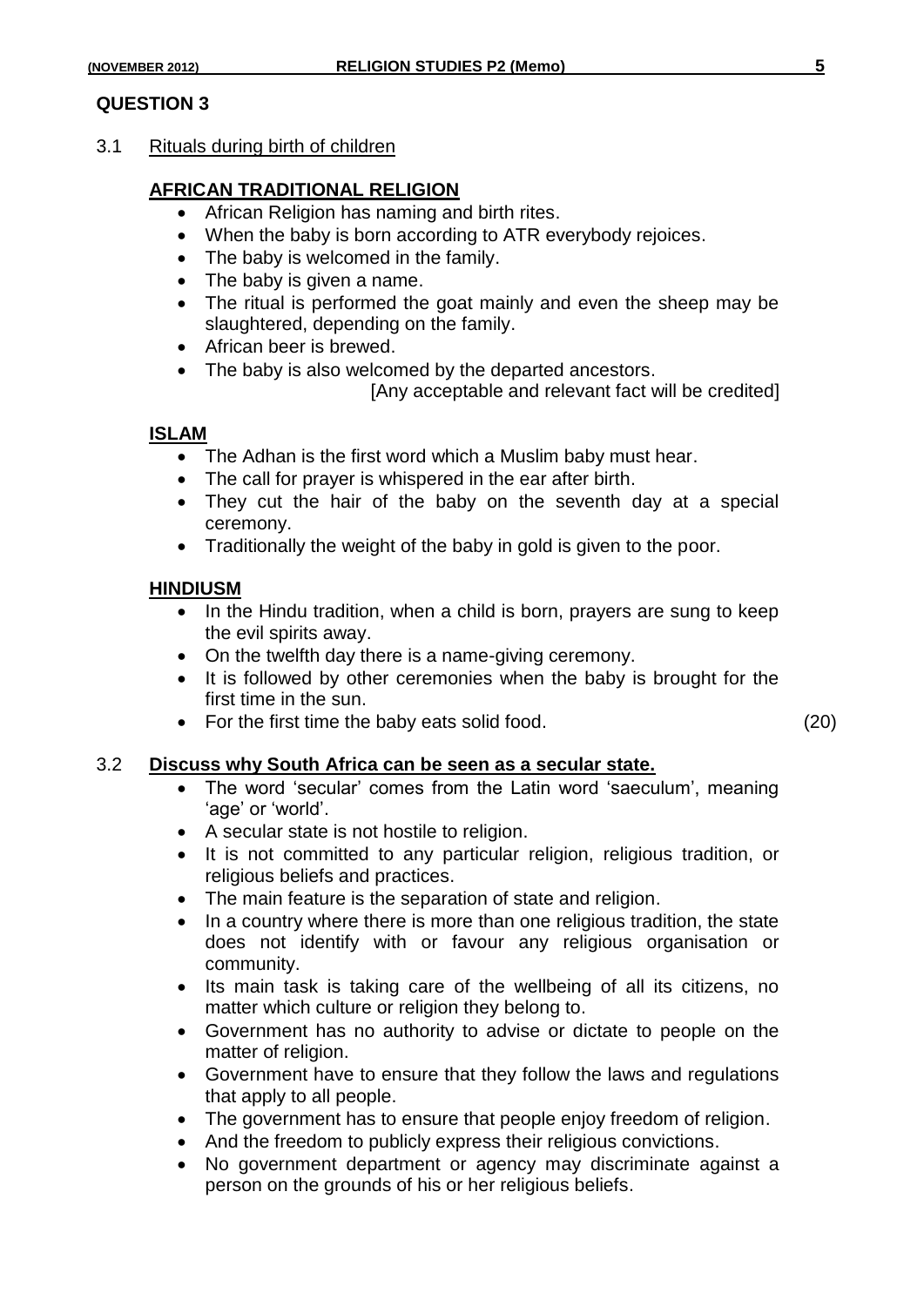## QUESTION 3

3.1 Rituals during birth of children

### AFRICAN TRADITIONAL RELIGION

- African Religion has naming and birth rites.
- When the baby is born according to ATR everybody rejoices.
- The baby is welcomed in the family.
- The baby is given a name.
- The ritual is performed the goat mainly and even the sheep may be slaughtered, depending on the family.
- African beer is brewed.
- The baby is also welcomed by the departed ancestors.

[Any acceptable and relevant fact will be credited]

### ISLAM

- The Adhan is the first word which a Muslim baby must hear.
- The call for prayer is whispered in the ear after birth.
- They cut the hair of the baby on the seventh day at a special ceremony.
- Traditionally the weight of the baby in gold is given to the poor.

### HINDIUSM

- In the Hindu tradition, when a child is born, prayers are sung to keep the evil spirits away.
- On the twelfth day there is a name-giving ceremony.
- It is followed by other ceremonies when the baby is brought for the first time in the sun.
- For the first time the baby eats solid food. (20)

3.2 **Discuss why South Africa can be seen as a secular state.**

- The word 'secular' comes from the Latin word 'saeculum', meaning 'age' or 'world'.
- A secular state is not hostile to religion.
- It is not committed to any particular religion, religious tradition, or religious beliefs and practices.
- The main feature is the separation of state and religion.
- In a country where there is more than one religious tradition, the state does not identify with or favour any religious organisation or community.
- Its main task is taking care of the wellbeing of all its citizens, no matter which culture or religion they belong to.
- Government has no authority to advise or dictate to people on the matter of religion.
- Government have to ensure that they follow the laws and regulations that apply to all people.
- The government has to ensure that people enjoy freedom of religion.
- And the freedom to publicly express their religious convictions.
- No government department or agency may discriminate against a person on the grounds of his or her religious beliefs.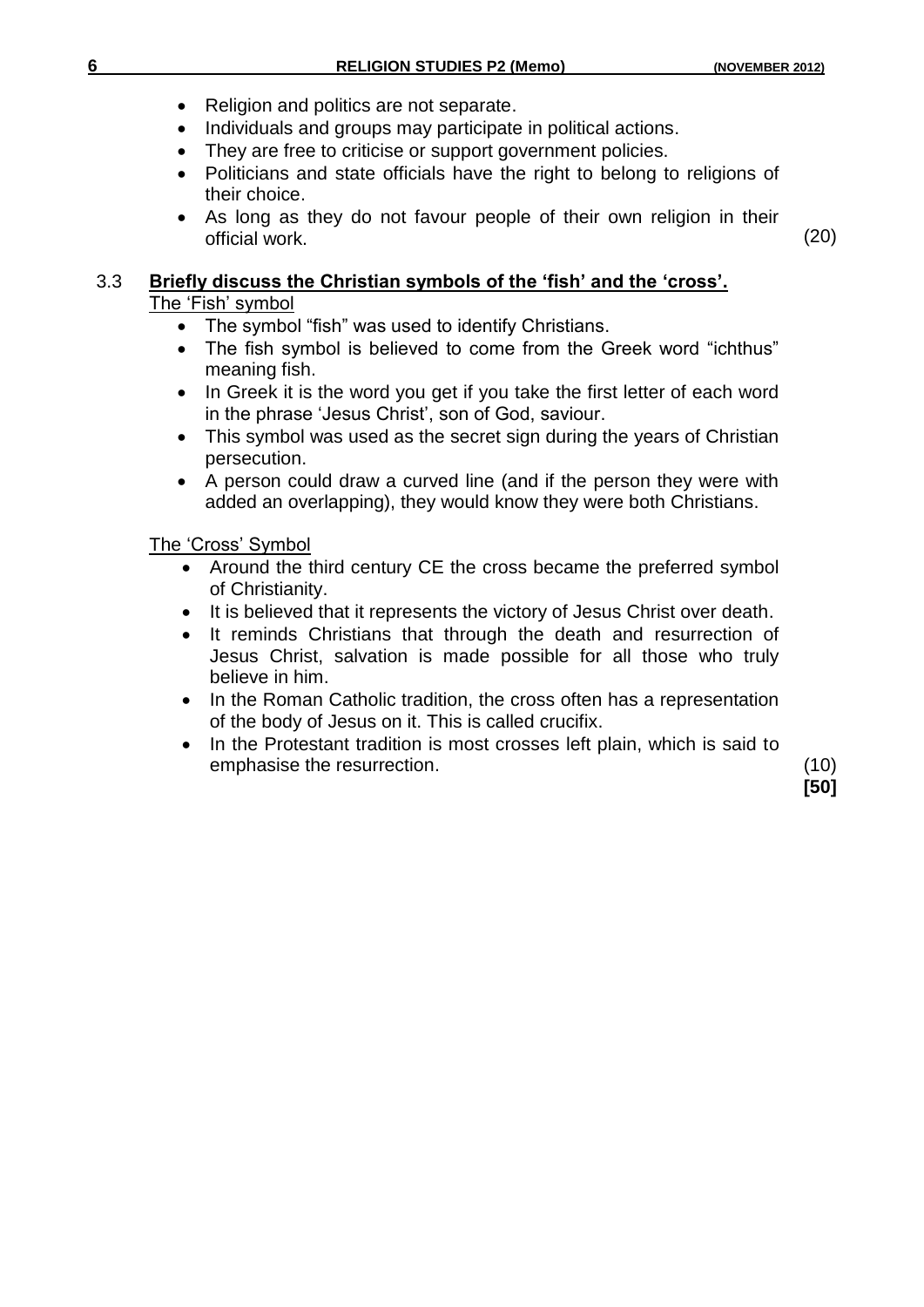- Religion and politics are not separate.
- Individuals and groups may participate in political actions.
- They are free to criticise or support government policies.
- Politicians and state officials have the right to belong to religions of their choice.
- As long as they do not favour people of their own religion in their official work. (20)

3.3 **Briefly discuss the Christian symbols of the 'fish' and the 'cross'.**

The 'Fish' symbol

- The symbol "fish" was used to identify Christians.
- The fish symbol is believed to come from the Greek word "ichthus" meaning fish.
- In Greek it is the word you get if you take the first letter of each word in the phrase 'Jesus Christ', son of God, saviour.
- This symbol was used as the secret sign during the years of Christian persecution.
- A person could draw a curved line (and if the person they were with added an overlapping), they would know they were both Christians.

The 'Cross' Symbol

- Around the third century CE the cross became the preferred symbol of Christianity.
- It is believed that it represents the victory of Jesus Christ over death.
- It reminds Christians that through the death and resurrection of Jesus Christ, salvation is made possible for all those who truly believe in him.
- In the Roman Catholic tradition, the cross often has a representation of the body of Jesus on it. This is called crucifix.
- In the Protestant tradition is most crosses left plain, which is said to emphasise the resurrection. (10)

**[50]**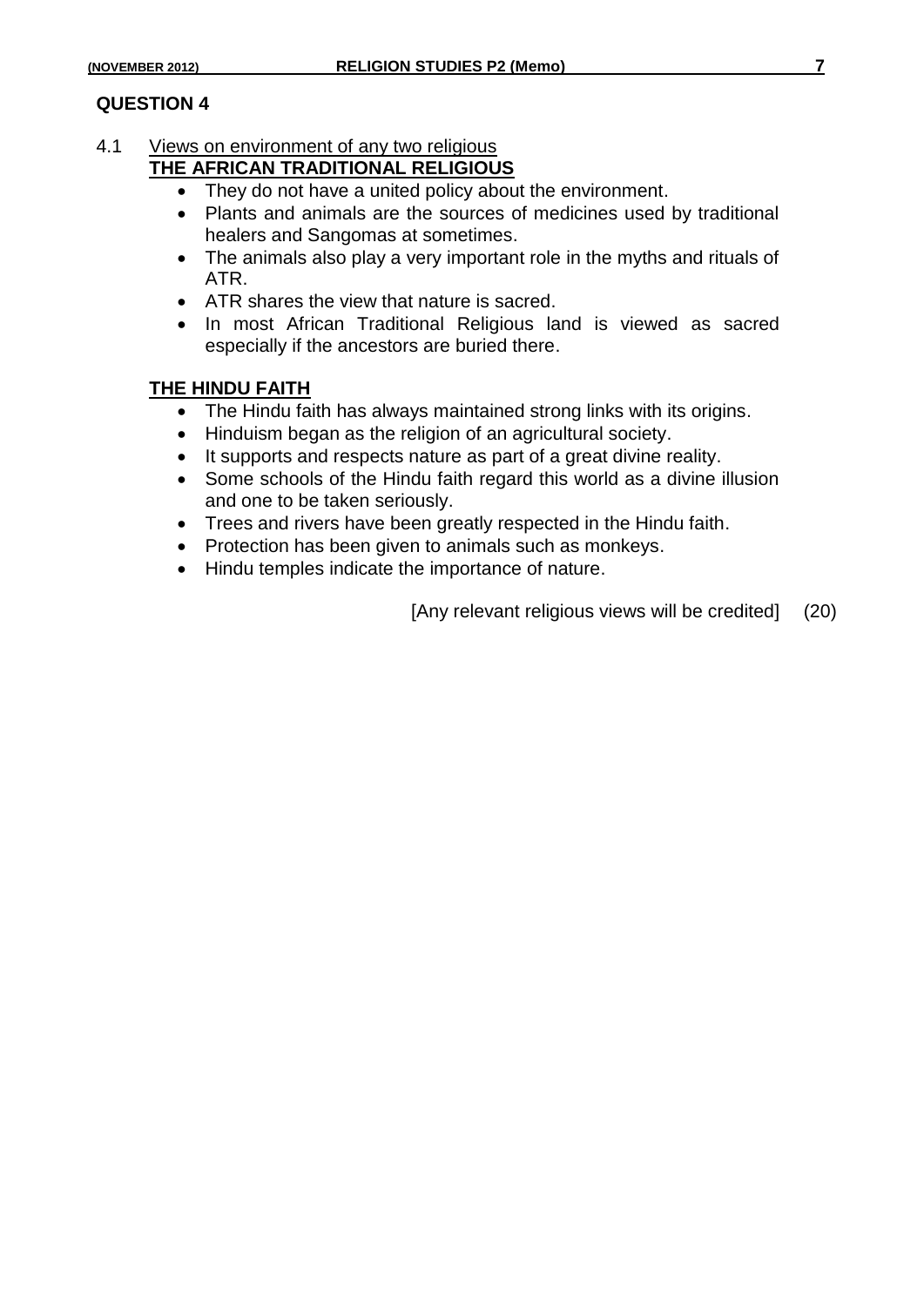## QUESTION 4

4.1 Views on environment of any two religious

**THE AFRICAN TRADITIONAL RELIGIOUS**

- They do not have a united policy about the environment.
- Plants and animals are the sources of medicines used by traditional healers and Sangomas at sometimes.
- The animals also play a very important role in the myths and rituals of ATR.
- ATR shares the view that nature is sacred.
- In most African Traditional Religious land is viewed as sacred especially if the ancestors are buried there.

**THE HINDU FAITH**

- The Hindu faith has always maintained strong links with its origins.
- Hinduism began as the religion of an agricultural society.
- It supports and respects nature as part of a great divine reality.
- Some schools of the Hindu faith regard this world as a divine illusion and one to be taken seriously.
- Trees and rivers have been greatly respected in the Hindu faith.
- Protection has been given to animals such as monkeys.
- Hindu temples indicate the importance of nature.

[Any relevant religious views will be credited] (20)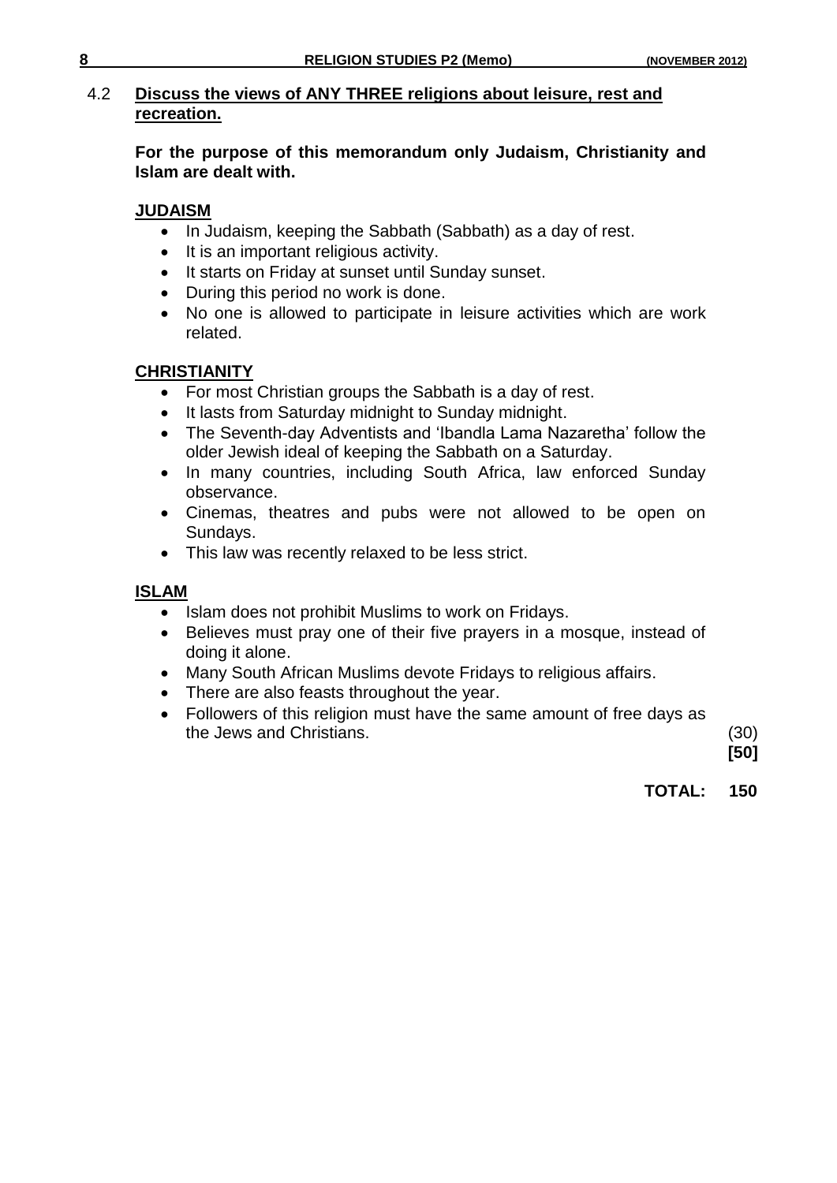4.2 **Discuss the views of ANY THREE religions about leisure, rest and recreation.**

**For the purpose of this memorandum only Judaism, Christianity and Islam are dealt with.**

**JUDAISM**

- In Judaism, keeping the Sabbath (Sabbath) as a day of rest.
- It is an important religious activity.
- It starts on Friday at sunset until Sunday sunset.
- During this period no work is done.
- No one is allowed to participate in leisure activities which are work related.

**CHRISTIANITY**

- For most Christian groups the Sabbath is a day of rest.
- It lasts from Saturday midnight to Sunday midnight.
- The Seventh-day Adventists and 'Ibandla Lama Nazaretha' follow the older Jewish ideal of keeping the Sabbath on a Saturday.
- In many countries, including South Africa, law enforced Sunday observance.
- Cinemas, theatres and pubs were not allowed to be open on Sundays.
- This law was recently relaxed to be less strict.

**ISLAM**

- Islam does not prohibit Muslims to work on Fridays.
- Believes must pray one of their five prayers in a mosque, instead of doing it alone.
- Many South African Muslims devote Fridays to religious affairs.
- There are also feasts throughout the year.
- Followers of this religion must have the same amount of free days as the Jews and Christians. (30)

**[50]**

**TOTAL: 150**